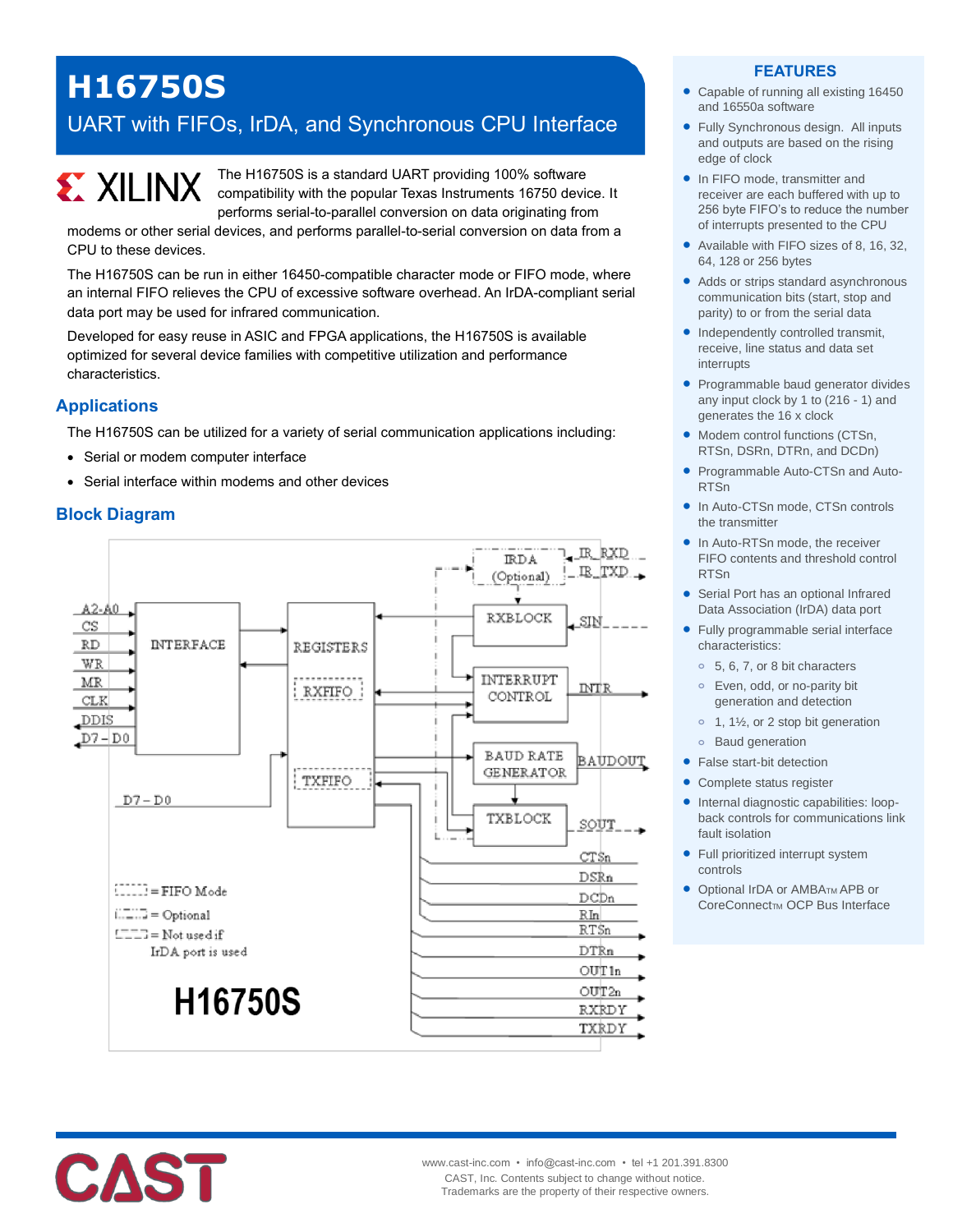# H16750S

## UART with FIFOs, IrDA, and Synchronous CPU Interface

The H16750S is a standard UART providing 100% software compatibility with the popular Texas Instruments 16750 device. It performs serial-to-parallel conversion on data originating from modems or other serial devices, and performs parallel-to-serial conversion on data from a CPU to these devices.

The H16750S can be run in either 16450-compatible character mode or FIFO mode, where an internal FIFO relieves the CPU of excessive software overhead. An IrDA-compliant serial data port may be used for infrared communication.

Developed for easy reuse in ASIC and FPGA applications, the H16750S is available optimized for several device families with competitive utilization and performance characteristics.

## Applications

The H16750S can be utilized for a variety of serial communication applications including:

- Serial or modem computer interface
- Serial interface within modems and other devices

## Block Diagram

## FEATURES

- Capable of running all existing 16450 and 16550a software
- Fully Synchronous design. All inputs and outputs are based on the rising edge of clock
- In FIFO mode, transmitter and receiver are each buffered with up to 256 byte FIFO's to reduce the number of interrupts presented to the CPU
- Available with FIFO sizes of 8, 16, 32, 64, 128 or 256 bytes
- Adds or strips standard asynchronous communication bits (start, stop and parity) to or from the serial data
- Independently controlled transmit, receive, line status and data set interrupts
- Programmable baud generator divides any input clock by 1 to (216 - 1) and generates the 16 x clock
- Modem control functions (CTSn, RTSn, DSRn, DTRn, and DCDn)
- Programmable Auto-CTSn and Auto-RTSn
- In Auto-CTSn mode, CTSn controls the transmitter
- In Auto-RTSn mode, the receiver FIFO contents and threshold control RTSn
- Serial Port has an optional Infrared Data Association (IrDA) data port
- Fully programmable serial interface characteristics:
  - 5, 6, 7, or 8 bit characters
  - Even, odd, or no-parity bit generation and detection
  - 1, 1½, or 2 stop bit generation
  - Baud generation
- False start-bit detection
- Complete status register
- Internal diagnostic capabilities: loop-back controls for communications link fault isolation
- Full prioritized interrupt system controls
- Optional IrDA or AMBA™ APB or CoreConnect™ OCP Bus Interface

www.cast-inc.com • info@cast-inc.com • tel +1 201.391.8300
CAST, Inc. Contents subject to change without notice.
Trademarks are the property of their respective owners.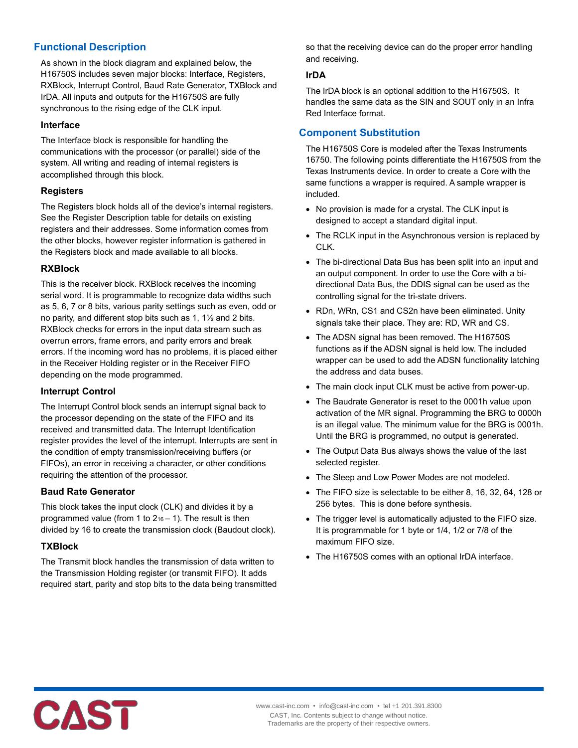## Functional Description

As shown in the block diagram and explained below, the H16750S includes seven major blocks: Interface, Registers, RXBlock, Interrupt Control, Baud Rate Generator, TXBlock and IrDA. All inputs and outputs for the H16750S are fully synchronous to the rising edge of the CLK input.

### Interface

The Interface block is responsible for handling the communications with the processor (or parallel) side of the system. All writing and reading of internal registers is accomplished through this block.

### Registers

The Registers block holds all of the device's internal registers. See the Register Description table for details on existing registers and their addresses. Some information comes from the other blocks, however register information is gathered in the Registers block and made available to all blocks.

### RXBlock

This is the receiver block. RXBlock receives the incoming serial word. It is programmable to recognize data widths such as 5, 6, 7 or 8 bits, various parity settings such as even, odd or no parity, and different stop bits such as 1, 1½ and 2 bits. RXBlock checks for errors in the input data stream such as overrun errors, frame errors, and parity errors and break errors. If the incoming word has no problems, it is placed either in the Receiver Holding register or in the Receiver FIFO depending on the mode programmed.

### Interrupt Control

The Interrupt Control block sends an interrupt signal back to the processor depending on the state of the FIFO and its received and transmitted data. The Interrupt Identification register provides the level of the interrupt. Interrupts are sent in the condition of empty transmission/receiving buffers (or FIFOs), an error in receiving a character, or other conditions requiring the attention of the processor.

### Baud Rate Generator

This block takes the input clock (CLK) and divides it by a programmed value (from 1 to $2^{16} – 1$). The result is then divided by 16 to create the transmission clock (Baudout clock).

### TXBlock

The Transmit block handles the transmission of data written to the Transmission Holding register (or transmit FIFO). It adds required start, parity and stop bits to the data being transmitted so that the receiving device can do the proper error handling and receiving.

### IrDA

The IrDA block is an optional addition to the H16750S. It handles the same data as the SIN and SOUT only in an Infra Red Interface format.

## Component Substitution

The H16750S Core is modeled after the Texas Instruments 16750. The following points differentiate the H16750S from the Texas Instruments device. In order to create a Core with the same functions a wrapper is required. A sample wrapper is included.

- No provision is made for a crystal. The CLK input is designed to accept a standard digital input.
- The RCLK input in the Asynchronous version is replaced by CLK.
- The bi-directional Data Bus has been split into an input and an output component. In order to use the Core with a bi-directional Data Bus, the DDIS signal can be used as the controlling signal for the tri-state drivers.
- RDn, WRn, CS1 and CS2n have been eliminated. Unity signals take their place. They are: RD, WR and CS.
- The ADSN signal has been removed. The H16750S functions as if the ADSN signal is held low. The included wrapper can be used to add the ADSN functionality latching the address and data buses.
- The main clock input CLK must be active from power-up.
- The Baudrate Generator is reset to the 0001h value upon activation of the MR signal. Programming the BRG to 0000h is an illegal value. The minimum value for the BRG is 0001h. Until the BRG is programmed, no output is generated.
- The Output Data Bus always shows the value of the last selected register.
- The Sleep and Low Power Modes are not modeled.
- The FIFO size is selectable to be either 8, 16, 32, 64, 128 or 256 bytes. This is done before synthesis.
- The trigger level is automatically adjusted to the FIFO size. It is programmable for 1 byte or 1/4, 1/2 or 7/8 of the maximum FIFO size.
- The H16750S comes with an optional IrDA interface.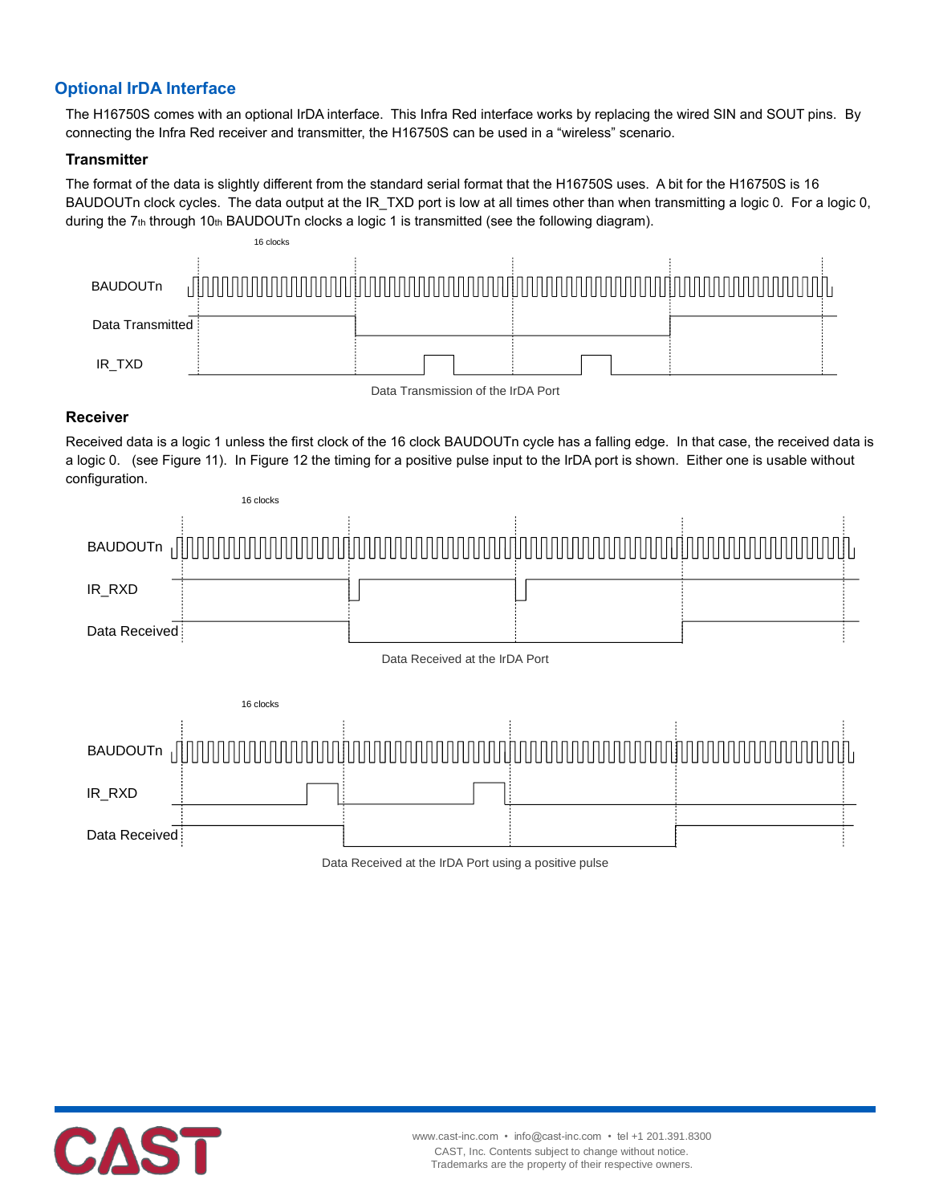## Optional IrDA Interface

The H16750S comes with an optional IrDA interface. This Infra Red interface works by replacing the wired SIN and SOUT pins. By connecting the Infra Red receiver and transmitter, the H16750S can be used in a "wireless" scenario.

### Transmitter

The format of the data is slightly different from the standard serial format that the H16750S uses. A bit for the H16750S is 16 BAUDOUTn clock cycles. The data output at the IR_TXD port is low at all times other than when transmitting a logic 0. For a logic 0, during the 7th through 10th BAUDOUTn clocks a logic 1 is transmitted (see the following diagram).

Data Transmission of the IrDA Port

### Receiver

Received data is a logic 1 unless the first clock of the 16 clock BAUDOUTn cycle has a falling edge. In that case, the received data is a logic 0. (see Figure 11). In Figure 12 the timing for a positive pulse input to the IrDA port is shown. Either one is usable without configuration.

Data Received at the IrDA Port

Data Received at the IrDA Port using a positive pulse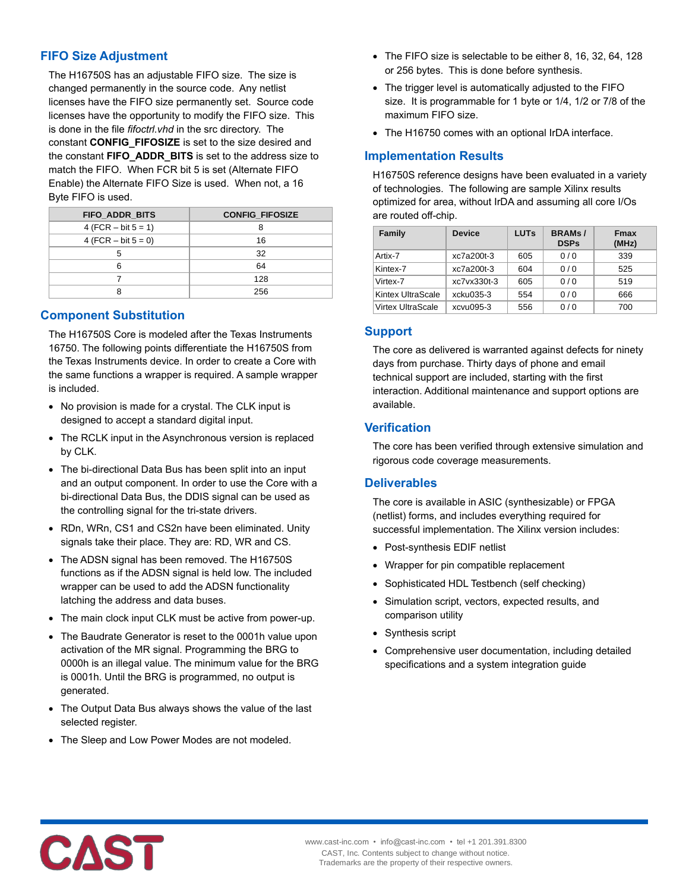## FIFO Size Adjustment

The H16750S has an adjustable FIFO size. The size is changed permanently in the source code. Any netlist licenses have the FIFO size permanently set. Source code licenses have the opportunity to modify the FIFO size. This is done in the file *fifoctrl.vhd* in the src directory. The constant **CONFIG_FIFOSIZE** is set to the size desired and the constant **FIFO_ADDR_BITS** is set to the address size to match the FIFO. When FCR bit 5 is set (Alternate FIFO Enable) the Alternate FIFO Size is used. When not, a 16 Byte FIFO is used.

| FIFO_ADDR_BITS | CONFIG_FIFOSIZE |
|---|---|
| 4 (FCR – bit 5 = 1) | 8 |
| 4 (FCR – bit 5 = 0) | 16 |
| 5 | 32 |
| 6 | 64 |
| 7 | 128 |
| 8 | 256 |

## Component Substitution

The H16750S Core is modeled after the Texas Instruments 16750. The following points differentiate the H16750S from the Texas Instruments device. In order to create a Core with the same functions a wrapper is required. A sample wrapper is included.

- No provision is made for a crystal. The CLK input is designed to accept a standard digital input.
- The RCLK input in the Asynchronous version is replaced by CLK.
- The bi-directional Data Bus has been split into an input and an output component. In order to use the Core with a bi-directional Data Bus, the DDIS signal can be used as the controlling signal for the tri-state drivers.
- RDn, WRn, CS1 and CS2n have been eliminated. Unity signals take their place. They are: RD, WR and CS.
- The ADSN signal has been removed. The H16750S functions as if the ADSN signal is held low. The included wrapper can be used to add the ADSN functionality latching the address and data buses.
- The main clock input CLK must be active from power-up.
- The Baudrate Generator is reset to the 0001h value upon activation of the MR signal. Programming the BRG to 0000h is an illegal value. The minimum value for the BRG is 0001h. Until the BRG is programmed, no output is generated.
- The Output Data Bus always shows the value of the last selected register.
- The Sleep and Low Power Modes are not modeled.
- The FIFO size is selectable to be either 8, 16, 32, 64, 128 or 256 bytes. This is done before synthesis.
- The trigger level is automatically adjusted to the FIFO size. It is programmable for 1 byte or 1/4, 1/2 or 7/8 of the maximum FIFO size.
- The H16750 comes with an optional IrDA interface.

## Implementation Results

H16750S reference designs have been evaluated in a variety of technologies. The following are sample Xilinx results optimized for area, without IrDA and assuming all core I/Os are routed off-chip.

| Family | Device | LUTs | BRAMs / DSPs | Fmax (MHz) |
|---|---|---|---|---|
| Artix-7 | xc7a200t-3 | 605 | 0 / 0 | 339 |
| Kintex-7 | xc7a200t-3 | 604 | 0 / 0 | 525 |
| Virtex-7 | xc7vx330t-3 | 605 | 0 / 0 | 519 |
| Kintex UltraScale | xcku035-3 | 554 | 0 / 0 | 666 |
| Virtex UltraScale | xcvu095-3 | 556 | 0 / 0 | 700 |

## Support

The core as delivered is warranted against defects for ninety days from purchase. Thirty days of phone and email technical support are included, starting with the first interaction. Additional maintenance and support options are available.

## Verification

The core has been verified through extensive simulation and rigorous code coverage measurements.

## Deliverables

The core is available in ASIC (synthesizable) or FPGA (netlist) forms, and includes everything required for successful implementation. The Xilinx version includes:

- Post-synthesis EDIF netlist
- Wrapper for pin compatible replacement
- Sophisticated HDL Testbench (self checking)
- Simulation script, vectors, expected results, and comparison utility
- Synthesis script
- Comprehensive user documentation, including detailed specifications and a system integration guide

CAST

www.cast-inc.com • info@cast-inc.com • tel +1 201.391.8300
CAST, Inc. Contents subject to change without notice.
Trademarks are the property of their respective owners.